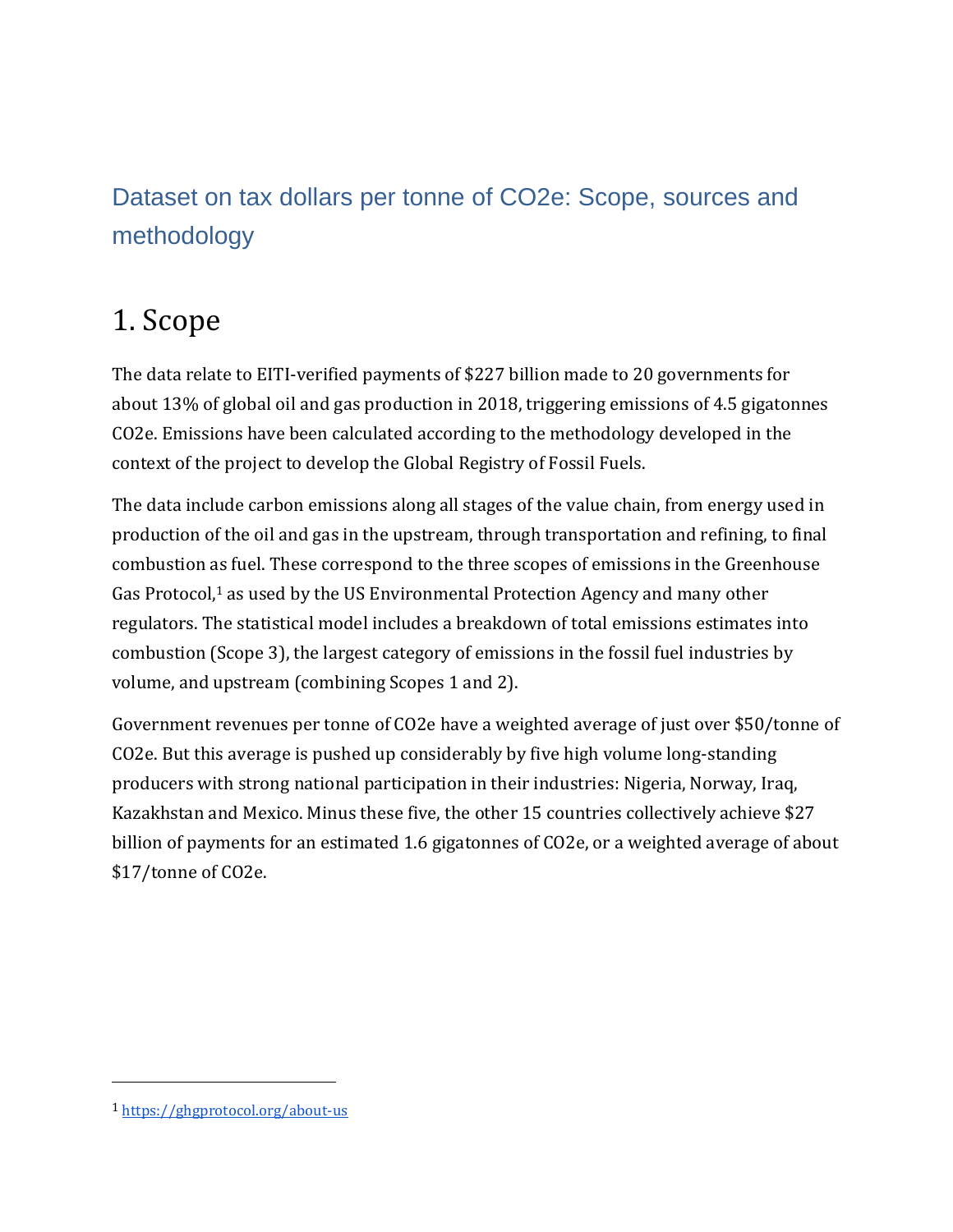# Dataset on tax dollars per tonne of CO2e: Scope, sources and methodology

## 1. Scope

The data relate to EITI-verified payments of $227 billion made to 20 governments for about 13% of global oil and gas production in 2018, triggering emissions of 4.5 gigatonnes CO2e. Emissions have been calculated according to the methodology developed in the context of the project to develop the Global Registry of Fossil Fuels.

The data include carbon emissions along all stages of the value chain, from energy used in production of the oil and gas in the upstream, through transportation and refining, to final combustion as fuel. These correspond to the three scopes of emissions in the Greenhouse Gas Protocol,[1] as used by the US Environmental Protection Agency and many other regulators. The statistical model includes a breakdown of total emissions estimates into combustion (Scope 3), the largest category of emissions in the fossil fuel industries by volume, and upstream (combining Scopes 1 and 2).

Government revenues per tonne of CO2e have a weighted average of just over $50/tonne of CO2e. But this average is pushed up considerably by five high volume long-standing producers with strong national participation in their industries: Nigeria, Norway, Iraq, Kazakhstan and Mexico. Minus these five, the other 15 countries collectively achieve $27 billion of payments for an estimated 1.6 gigatonnes of CO2e, or a weighted average of about $17/tonne of CO2e.

---

[1] https://ghgprotocol.org/about-us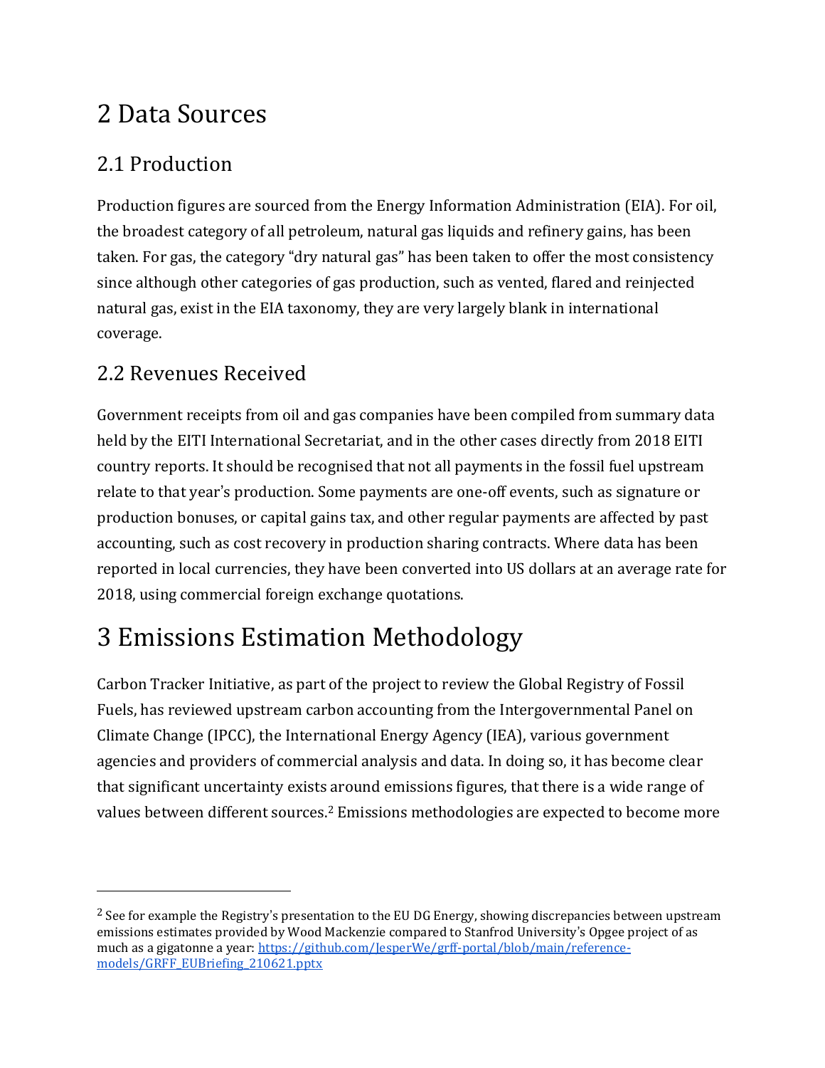# 2 Data Sources

## 2.1 Production

Production figures are sourced from the Energy Information Administration (EIA). For oil, the broadest category of all petroleum, natural gas liquids and refinery gains, has been taken. For gas, the category "dry natural gas" has been taken to offer the most consistency since although other categories of gas production, such as vented, flared and reinjected natural gas, exist in the EIA taxonomy, they are very largely blank in international coverage.

## 2.2 Revenues Received

Government receipts from oil and gas companies have been compiled from summary data held by the EITI International Secretariat, and in the other cases directly from 2018 EITI country reports. It should be recognised that not all payments in the fossil fuel upstream relate to that year's production. Some payments are one-off events, such as signature or production bonuses, or capital gains tax, and other regular payments are affected by past accounting, such as cost recovery in production sharing contracts. Where data has been reported in local currencies, they have been converted into US dollars at an average rate for 2018, using commercial foreign exchange quotations.

# 3 Emissions Estimation Methodology

Carbon Tracker Initiative, as part of the project to review the Global Registry of Fossil Fuels, has reviewed upstream carbon accounting from the Intergovernmental Panel on Climate Change (IPCC), the International Energy Agency (IEA), various government agencies and providers of commercial analysis and data. In doing so, it has become clear that significant uncertainty exists around emissions figures, that there is a wide range of values between different sources.[2] Emissions methodologies are expected to become more

---

[2] See for example the Registry's presentation to the EU DG Energy, showing discrepancies between upstream emissions estimates provided by Wood Mackenzie compared to Stanfrod University's Opgee project of as much as a gigatonne a year: https://github.com/JesperWe/grff-portal/blob/main/reference-models/GRFF_EUBriefing_210621.pptx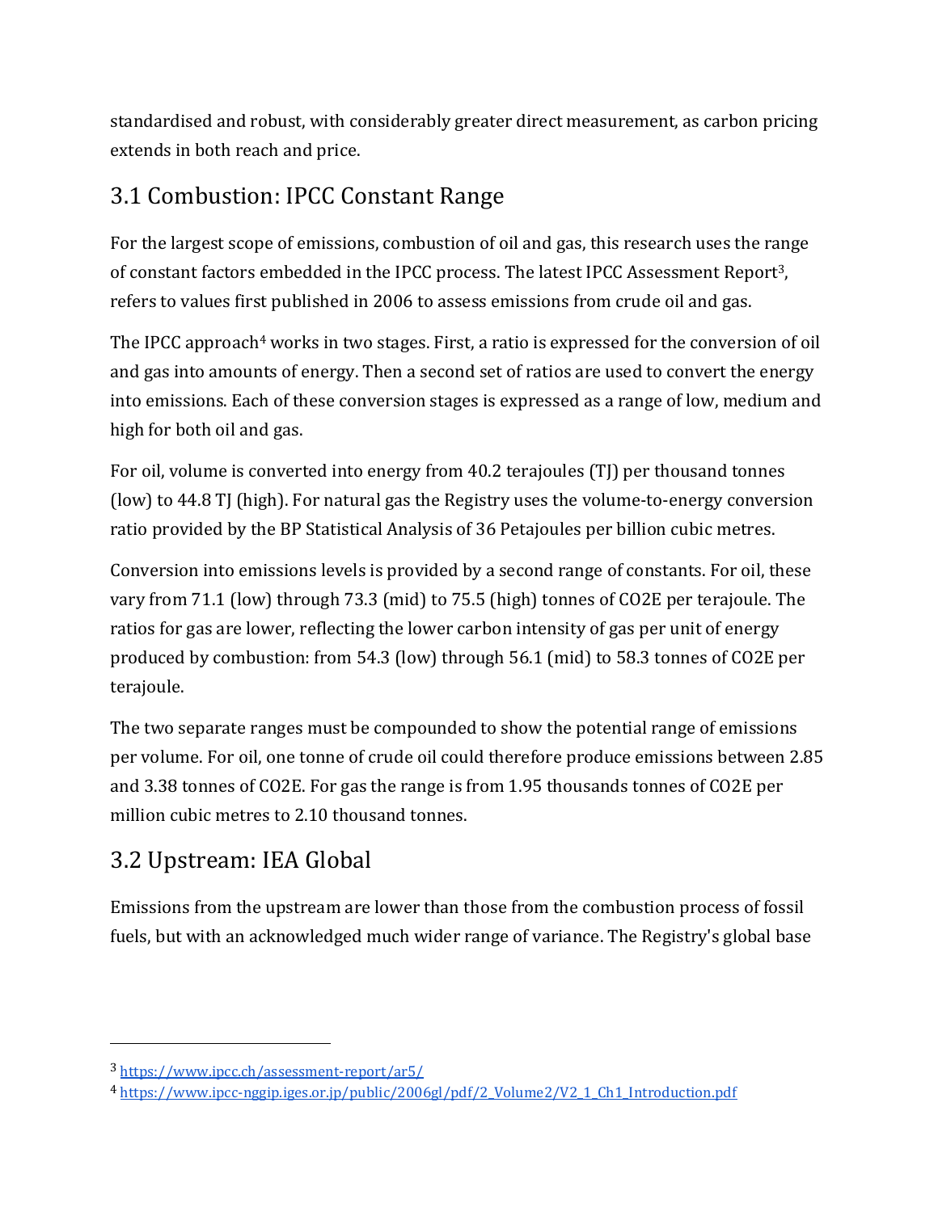standardised and robust, with considerably greater direct measurement, as carbon pricing extends in both reach and price.

## 3.1 Combustion: IPCC Constant Range

For the largest scope of emissions, combustion of oil and gas, this research uses the range of constant factors embedded in the IPCC process. The latest IPCC Assessment Report[3], refers to values first published in 2006 to assess emissions from crude oil and gas.

The IPCC approach[4] works in two stages. First, a ratio is expressed for the conversion of oil and gas into amounts of energy. Then a second set of ratios are used to convert the energy into emissions. Each of these conversion stages is expressed as a range of low, medium and high for both oil and gas.

For oil, volume is converted into energy from 40.2 terajoules (TJ) per thousand tonnes (low) to 44.8 TJ (high). For natural gas the Registry uses the volume-to-energy conversion ratio provided by the BP Statistical Analysis of 36 Petajoules per billion cubic metres.

Conversion into emissions levels is provided by a second range of constants. For oil, these vary from 71.1 (low) through 73.3 (mid) to 75.5 (high) tonnes of CO2E per terajoule. The ratios for gas are lower, reflecting the lower carbon intensity of gas per unit of energy produced by combustion: from 54.3 (low) through 56.1 (mid) to 58.3 tonnes of CO2E per terajoule.

The two separate ranges must be compounded to show the potential range of emissions per volume. For oil, one tonne of crude oil could therefore produce emissions between 2.85 and 3.38 tonnes of CO2E. For gas the range is from 1.95 thousands tonnes of CO2E per million cubic metres to 2.10 thousand tonnes.

## 3.2 Upstream: IEA Global

Emissions from the upstream are lower than those from the combustion process of fossil fuels, but with an acknowledged much wider range of variance. The Registry's global base

---

[3] https://www.ipcc.ch/assessment-report/ar5/

[4] https://www.ipcc-nggip.iges.or.jp/public/2006gl/pdf/2_Volume2/V2_1_Ch1_Introduction.pdf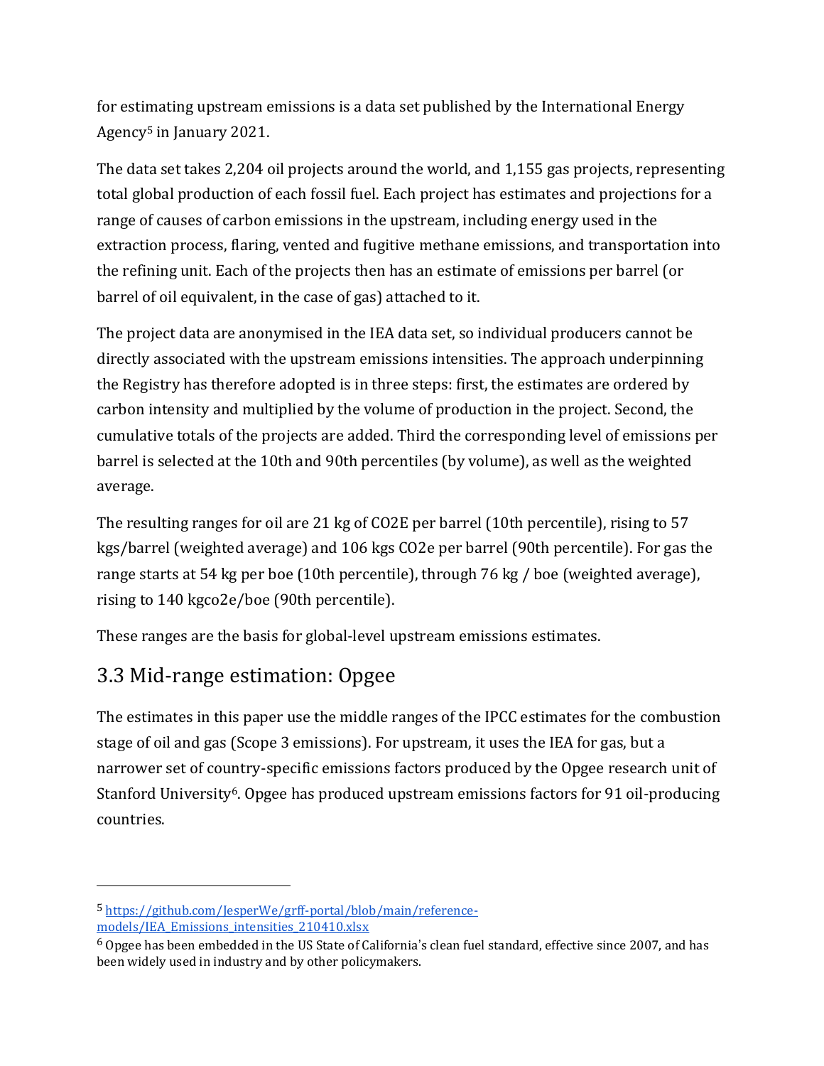for estimating upstream emissions is a data set published by the International Energy Agency[5] in January 2021.

The data set takes 2,204 oil projects around the world, and 1,155 gas projects, representing total global production of each fossil fuel. Each project has estimates and projections for a range of causes of carbon emissions in the upstream, including energy used in the extraction process, flaring, vented and fugitive methane emissions, and transportation into the refining unit. Each of the projects then has an estimate of emissions per barrel (or barrel of oil equivalent, in the case of gas) attached to it.

The project data are anonymised in the IEA data set, so individual producers cannot be directly associated with the upstream emissions intensities. The approach underpinning the Registry has therefore adopted is in three steps: first, the estimates are ordered by carbon intensity and multiplied by the volume of production in the project. Second, the cumulative totals of the projects are added. Third the corresponding level of emissions per barrel is selected at the 10th and 90th percentiles (by volume), as well as the weighted average.

The resulting ranges for oil are 21 kg of CO2E per barrel (10th percentile), rising to 57 kgs/barrel (weighted average) and 106 kgs CO2e per barrel (90th percentile). For gas the range starts at 54 kg per boe (10th percentile), through 76 kg / boe (weighted average), rising to 140 kgco2e/boe (90th percentile).

These ranges are the basis for global-level upstream emissions estimates.

## 3.3 Mid-range estimation: Opgee

The estimates in this paper use the middle ranges of the IPCC estimates for the combustion stage of oil and gas (Scope 3 emissions). For upstream, it uses the IEA for gas, but a narrower set of country-specific emissions factors produced by the Opgee research unit of Stanford University[6]. Opgee has produced upstream emissions factors for 91 oil-producing countries.

---

[5] https://github.com/JesperWe/grff-portal/blob/main/reference-models/IEA_Emissions_intensities_210410.xlsx

[6] Opgee has been embedded in the US State of California's clean fuel standard, effective since 2007, and has been widely used in industry and by other policymakers.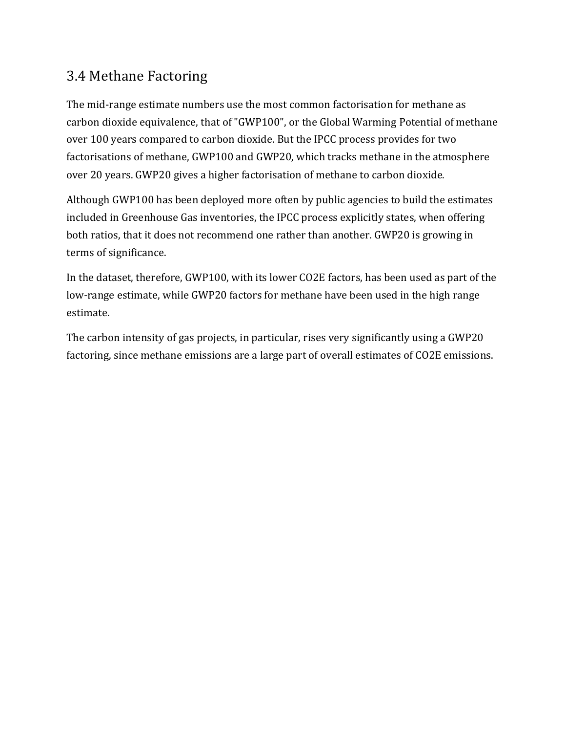## 3.4 Methane Factoring

The mid-range estimate numbers use the most common factorisation for methane as carbon dioxide equivalence, that of "GWP100", or the Global Warming Potential of methane over 100 years compared to carbon dioxide. But the IPCC process provides for two factorisations of methane, GWP100 and GWP20, which tracks methane in the atmosphere over 20 years. GWP20 gives a higher factorisation of methane to carbon dioxide.

Although GWP100 has been deployed more often by public agencies to build the estimates included in Greenhouse Gas inventories, the IPCC process explicitly states, when offering both ratios, that it does not recommend one rather than another. GWP20 is growing in terms of significance.

In the dataset, therefore, GWP100, with its lower CO2E factors, has been used as part of the low-range estimate, while GWP20 factors for methane have been used in the high range estimate.

The carbon intensity of gas projects, in particular, rises very significantly using a GWP20 factoring, since methane emissions are a large part of overall estimates of CO2E emissions.